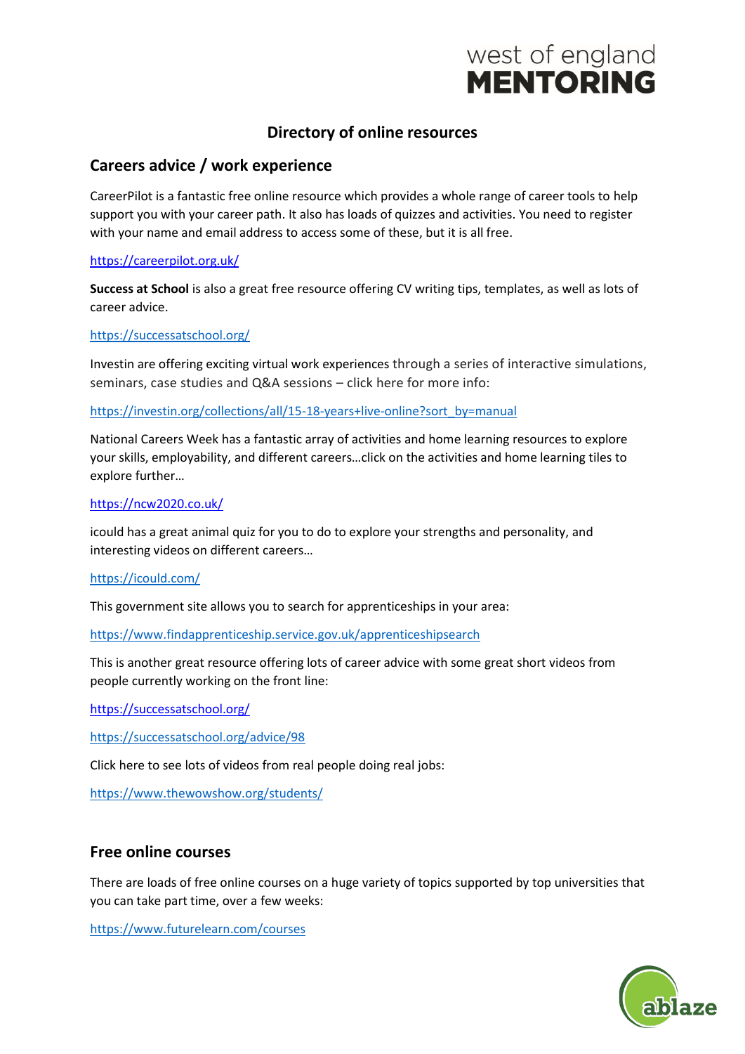west of england
**MENTORING**

# Directory of online resources

## Careers advice / work experience

CareerPilot is a fantastic free online resource which provides a whole range of career tools to help support you with your career path. It also has loads of quizzes and activities. You need to register with your name and email address to access some of these, but it is all free.

https://careerpilot.org.uk/

**Success at School** is also a great free resource offering CV writing tips, templates, as well as lots of career advice.

https://successatschool.org/

Investin are offering exciting virtual work experiences through a series of interactive simulations, seminars, case studies and Q&A sessions – click here for more info:

https://investin.org/collections/all/15-18-years+live-online?sort_by=manual

National Careers Week has a fantastic array of activities and home learning resources to explore your skills, employability, and different careers…click on the activities and home learning tiles to explore further…

https://ncw2020.co.uk/

icould has a great animal quiz for you to do to explore your strengths and personality, and interesting videos on different careers…

https://icould.com/

This government site allows you to search for apprenticeships in your area:

https://www.findapprenticeship.service.gov.uk/apprenticeshipsearch

This is another great resource offering lots of career advice with some great short videos from people currently working on the front line:

https://successatschool.org/

https://successatschool.org/advice/98

Click here to see lots of videos from real people doing real jobs:

https://www.thewowshow.org/students/

## Free online courses

There are loads of free online courses on a huge variety of topics supported by top universities that you can take part time, over a few weeks:

https://www.futurelearn.com/courses

ablaze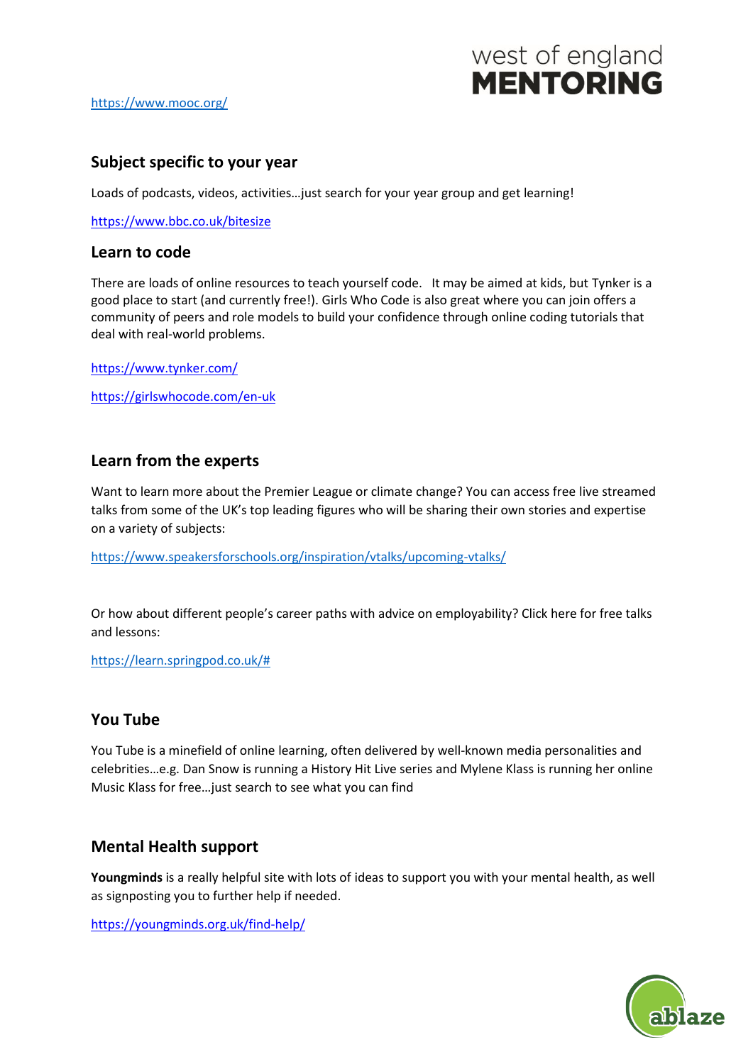https://www.mooc.org/

## Subject specific to your year

Loads of podcasts, videos, activities…just search for your year group and get learning!

https://www.bbc.co.uk/bitesize

## Learn to code

There are loads of online resources to teach yourself code. It may be aimed at kids, but Tynker is a good place to start (and currently free!). Girls Who Code is also great where you can join offers a community of peers and role models to build your confidence through online coding tutorials that deal with real-world problems.

https://www.tynker.com/

https://girlswhocode.com/en-uk

## Learn from the experts

Want to learn more about the Premier League or climate change? You can access free live streamed talks from some of the UK's top leading figures who will be sharing their own stories and expertise on a variety of subjects:

https://www.speakersforschools.org/inspiration/vtalks/upcoming-vtalks/

Or how about different people's career paths with advice on employability? Click here for free talks and lessons:

https://learn.springpod.co.uk/#

## You Tube

You Tube is a minefield of online learning, often delivered by well-known media personalities and celebrities…e.g. Dan Snow is running a History Hit Live series and Mylene Klass is running her online Music Klass for free…just search to see what you can find

## Mental Health support

**Youngminds** is a really helpful site with lots of ideas to support you with your mental health, as well as signposting you to further help if needed.

https://youngminds.org.uk/find-help/